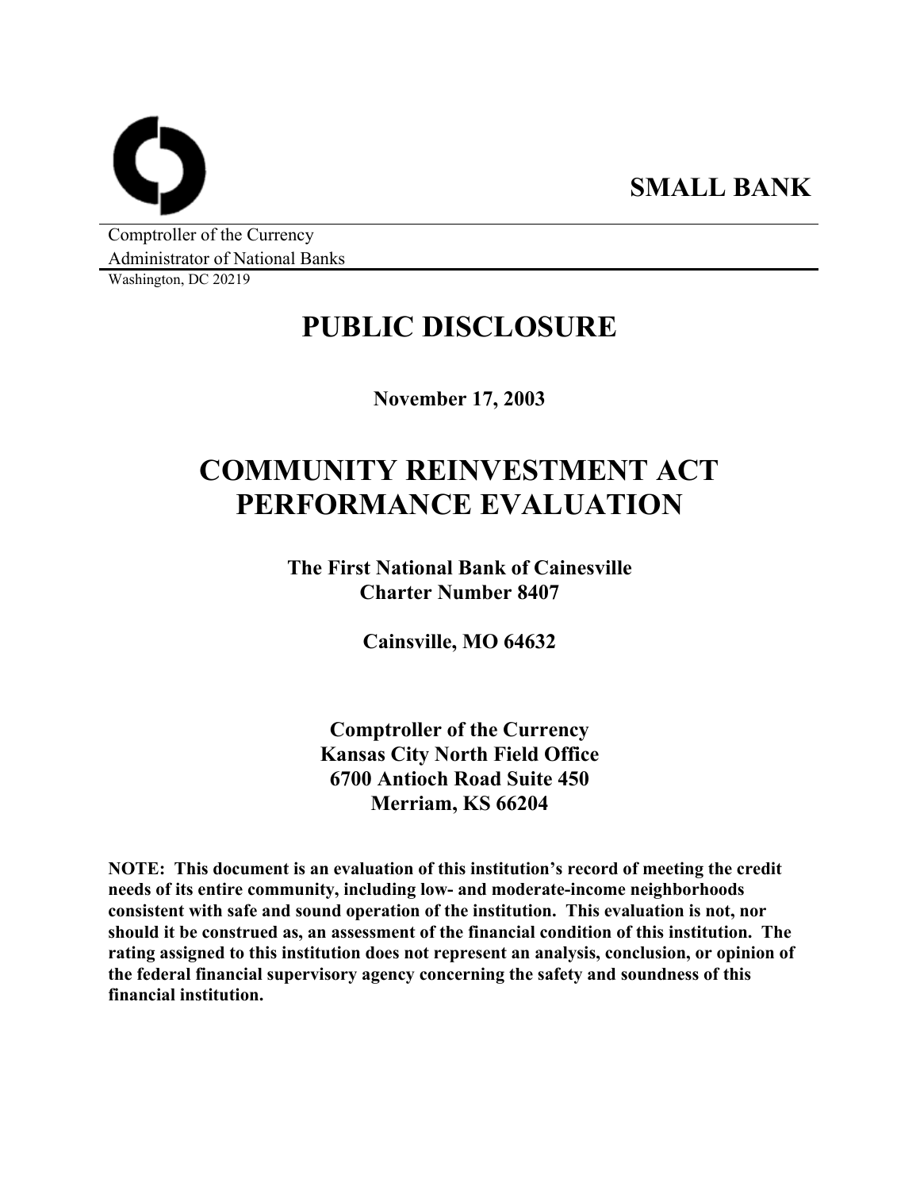**SMALL BANK**

Comptroller of the Currency
Administrator of National Banks
Washington, DC 20219

# PUBLIC DISCLOSURE

**November 17, 2003**

# COMMUNITY REINVESTMENT ACT PERFORMANCE EVALUATION

**The First National Bank of Cainesville**
**Charter Number 8407**

**Cainsville, MO 64632**

**Comptroller of the Currency**
**Kansas City North Field Office**
**6700 Antioch Road Suite 450**
**Merriam, KS 66204**

**NOTE: This document is an evaluation of this institution's record of meeting the credit needs of its entire community, including low- and moderate-income neighborhoods consistent with safe and sound operation of the institution. This evaluation is not, nor should it be construed as, an assessment of the financial condition of this institution. The rating assigned to this institution does not represent an analysis, conclusion, or opinion of the federal financial supervisory agency concerning the safety and soundness of this financial institution.**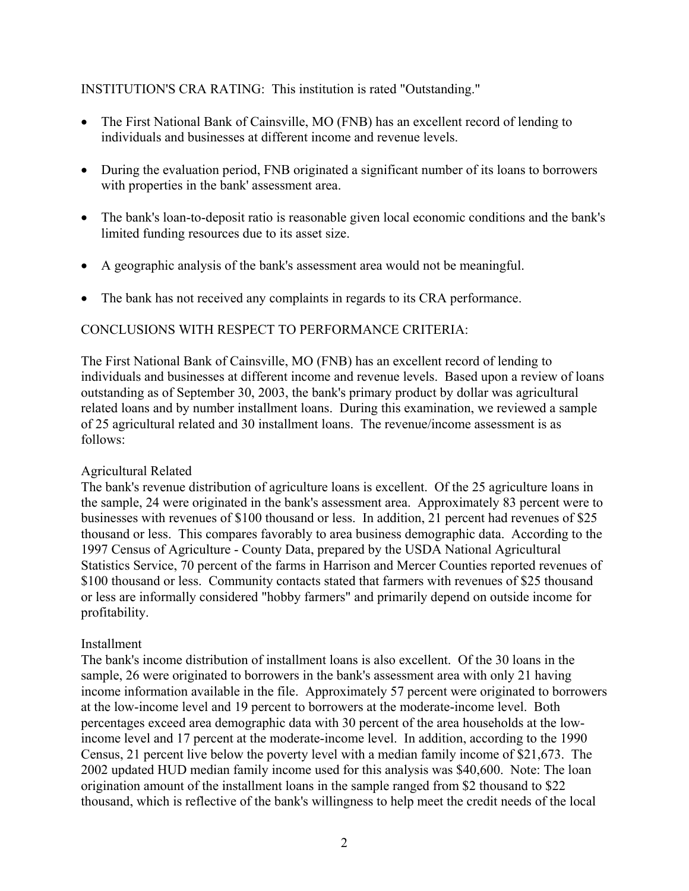INSTITUTION'S CRA RATING: This institution is rated "Outstanding."

- The First National Bank of Cainsville, MO (FNB) has an excellent record of lending to individuals and businesses at different income and revenue levels.
- During the evaluation period, FNB originated a significant number of its loans to borrowers with properties in the bank' assessment area.
- The bank's loan-to-deposit ratio is reasonable given local economic conditions and the bank's limited funding resources due to its asset size.
- A geographic analysis of the bank's assessment area would not be meaningful.
- The bank has not received any complaints in regards to its CRA performance.

CONCLUSIONS WITH RESPECT TO PERFORMANCE CRITERIA:

The First National Bank of Cainsville, MO (FNB) has an excellent record of lending to individuals and businesses at different income and revenue levels. Based upon a review of loans outstanding as of September 30, 2003, the bank's primary product by dollar was agricultural related loans and by number installment loans. During this examination, we reviewed a sample of 25 agricultural related and 30 installment loans. The revenue/income assessment is as follows:

Agricultural Related
The bank's revenue distribution of agriculture loans is excellent. Of the 25 agriculture loans in the sample, 24 were originated in the bank's assessment area. Approximately 83 percent were to businesses with revenues of $100 thousand or less. In addition, 21 percent had revenues of $25 thousand or less. This compares favorably to area business demographic data. According to the 1997 Census of Agriculture - County Data, prepared by the USDA National Agricultural Statistics Service, 70 percent of the farms in Harrison and Mercer Counties reported revenues of $100 thousand or less. Community contacts stated that farmers with revenues of $25 thousand or less are informally considered "hobby farmers" and primarily depend on outside income for profitability.

Installment
The bank's income distribution of installment loans is also excellent. Of the 30 loans in the sample, 26 were originated to borrowers in the bank's assessment area with only 21 having income information available in the file. Approximately 57 percent were originated to borrowers at the low-income level and 19 percent to borrowers at the moderate-income level. Both percentages exceed area demographic data with 30 percent of the area households at the low-income level and 17 percent at the moderate-income level. In addition, according to the 1990 Census, 21 percent live below the poverty level with a median family income of $21,673. The 2002 updated HUD median family income used for this analysis was $40,600. Note: The loan origination amount of the installment loans in the sample ranged from $2 thousand to $22 thousand, which is reflective of the bank's willingness to help meet the credit needs of the local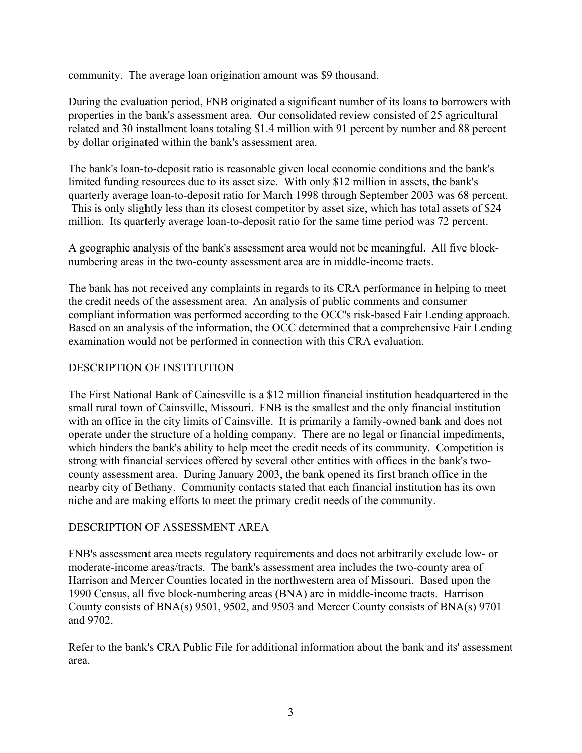community. The average loan origination amount was $9 thousand.

During the evaluation period, FNB originated a significant number of its loans to borrowers with properties in the bank's assessment area. Our consolidated review consisted of 25 agricultural related and 30 installment loans totaling $1.4 million with 91 percent by number and 88 percent by dollar originated within the bank's assessment area.

The bank's loan-to-deposit ratio is reasonable given local economic conditions and the bank's limited funding resources due to its asset size. With only $12 million in assets, the bank's quarterly average loan-to-deposit ratio for March 1998 through September 2003 was 68 percent. This is only slightly less than its closest competitor by asset size, which has total assets of $24 million. Its quarterly average loan-to-deposit ratio for the same time period was 72 percent.

A geographic analysis of the bank's assessment area would not be meaningful. All five block-numbering areas in the two-county assessment area are in middle-income tracts.

The bank has not received any complaints in regards to its CRA performance in helping to meet the credit needs of the assessment area. An analysis of public comments and consumer compliant information was performed according to the OCC's risk-based Fair Lending approach. Based on an analysis of the information, the OCC determined that a comprehensive Fair Lending examination would not be performed in connection with this CRA evaluation.

## DESCRIPTION OF INSTITUTION

The First National Bank of Cainesville is a $12 million financial institution headquartered in the small rural town of Cainsville, Missouri. FNB is the smallest and the only financial institution with an office in the city limits of Cainsville. It is primarily a family-owned bank and does not operate under the structure of a holding company. There are no legal or financial impediments, which hinders the bank's ability to help meet the credit needs of its community. Competition is strong with financial services offered by several other entities with offices in the bank's two-county assessment area. During January 2003, the bank opened its first branch office in the nearby city of Bethany. Community contacts stated that each financial institution has its own niche and are making efforts to meet the primary credit needs of the community.

## DESCRIPTION OF ASSESSMENT AREA

FNB's assessment area meets regulatory requirements and does not arbitrarily exclude low- or moderate-income areas/tracts. The bank's assessment area includes the two-county area of Harrison and Mercer Counties located in the northwestern area of Missouri. Based upon the 1990 Census, all five block-numbering areas (BNA) are in middle-income tracts. Harrison County consists of BNA(s) 9501, 9502, and 9503 and Mercer County consists of BNA(s) 9701 and 9702.

Refer to the bank's CRA Public File for additional information about the bank and its' assessment area.